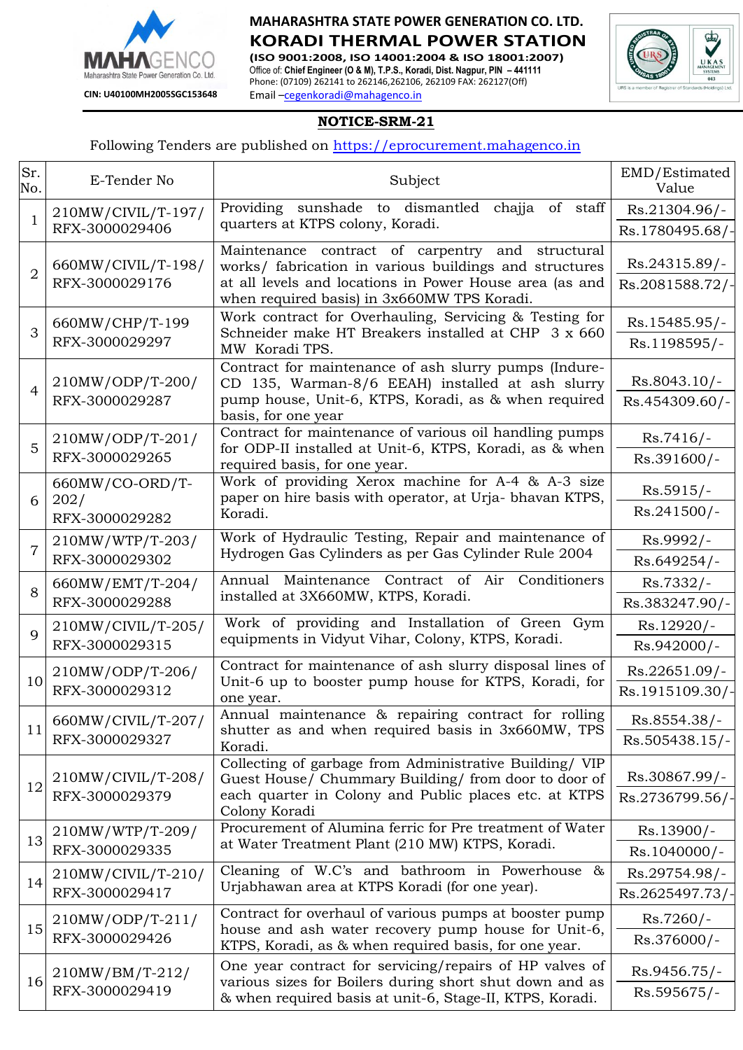MAHAGENCO
Maharashtra State Power Generation Co. Ltd.

CIN: U40100MH2005SGC153648

# MAHARASHTRA STATE POWER GENERATION CO. LTD.
# KORADI THERMAL POWER STATION

**(ISO 9001:2008, ISO 14001:2004 & ISO 18001:2007)**
Office of: **Chief Engineer (O & M), T.P.S., Koradi, Dist. Nagpur, PIN – 441111**
Phone: (07109) 262141 to 262146,262106, 262109 FAX: 262127(Off)
Email –cegenkoradi@mahagenco.in

## NOTICE-SRM-21

Following Tenders are published on https://eprocurement.mahagenco.in

| Sr. No. | E-Tender No | Subject | EMD/Estimated Value |
|---|---|---|---|
| 1 | 210MW/CIVIL/T-197/ RFX-3000029406 | Providing sunshade to dismantled chajja of staff quarters at KTPS colony, Koradi. | Rs.21304.96/- Rs.1780495.68/- |
| 2 | 660MW/CIVIL/T-198/ RFX-3000029176 | Maintenance contract of carpentry and structural works/ fabrication in various buildings and structures at all levels and locations in Power House area (as and when required basis) in 3x660MW TPS Koradi. | Rs.24315.89/- Rs.2081588.72/- |
| 3 | 660MW/CHP/T-199 RFX-3000029297 | Work contract for Overhauling, Servicing & Testing for Schneider make HT Breakers installed at CHP 3 x 660 MW Koradi TPS. | Rs.15485.95/- Rs.1198595/- |
| 4 | 210MW/ODP/T-200/ RFX-3000029287 | Contract for maintenance of ash slurry pumps (Indure-CD 135, Warman-8/6 EEAH) installed at ash slurry pump house, Unit-6, KTPS, Koradi, as & when required basis, for one year | Rs.8043.10/- Rs.454309.60/- |
| 5 | 210MW/ODP/T-201/ RFX-3000029265 | Contract for maintenance of various oil handling pumps for ODP-II installed at Unit-6, KTPS, Koradi, as & when required basis, for one year. | Rs.7416/- Rs.391600/- |
| 6 | 660MW/CO-ORD/T-202/ RFX-3000029282 | Work of providing Xerox machine for A-4 & A-3 size paper on hire basis with operator, at Urja- bhavan KTPS, Koradi. | Rs.5915/- Rs.241500/- |
| 7 | 210MW/WTP/T-203/ RFX-3000029302 | Work of Hydraulic Testing, Repair and maintenance of Hydrogen Gas Cylinders as per Gas Cylinder Rule 2004 | Rs.9992/- Rs.649254/- |
| 8 | 660MW/EMT/T-204/ RFX-3000029288 | Annual Maintenance Contract of Air Conditioners installed at 3X660MW, KTPS, Koradi. | Rs.7332/- Rs.383247.90/- |
| 9 | 210MW/CIVIL/T-205/ RFX-3000029315 | Work of providing and Installation of Green Gym equipments in Vidyut Vihar, Colony, KTPS, Koradi. | Rs.12920/- Rs.942000/- |
| 10 | 210MW/ODP/T-206/ RFX-3000029312 | Contract for maintenance of ash slurry disposal lines of Unit-6 up to booster pump house for KTPS, Koradi, for one year. | Rs.22651.09/- Rs.1915109.30/- |
| 11 | 660MW/CIVIL/T-207/ RFX-3000029327 | Annual maintenance & repairing contract for rolling shutter as and when required basis in 3x660MW, TPS Koradi. | Rs.8554.38/- Rs.505438.15/- |
| 12 | 210MW/CIVIL/T-208/ RFX-3000029379 | Collecting of garbage from Administrative Building/ VIP Guest House/ Chummary Building/ from door to door of each quarter in Colony and Public places etc. at KTPS Colony Koradi | Rs.30867.99/- Rs.2736799.56/- |
| 13 | 210MW/WTP/T-209/ RFX-3000029335 | Procurement of Alumina ferric for Pre treatment of Water at Water Treatment Plant (210 MW) KTPS, Koradi. | Rs.13900/- Rs.1040000/- |
| 14 | 210MW/CIVIL/T-210/ RFX-3000029417 | Cleaning of W.C's and bathroom in Powerhouse & Urjabhawan area at KTPS Koradi (for one year). | Rs.29754.98/- Rs.2625497.73/- |
| 15 | 210MW/ODP/T-211/ RFX-3000029426 | Contract for overhaul of various pumps at booster pump house and ash water recovery pump house for Unit-6, KTPS, Koradi, as & when required basis, for one year. | Rs.7260/- Rs.376000/- |
| 16 | 210MW/BM/T-212/ RFX-3000029419 | One year contract for servicing/repairs of HP valves of various sizes for Boilers during short shut down and as & when required basis at unit-6, Stage-II, KTPS, Koradi. | Rs.9456.75/- Rs.595675/- |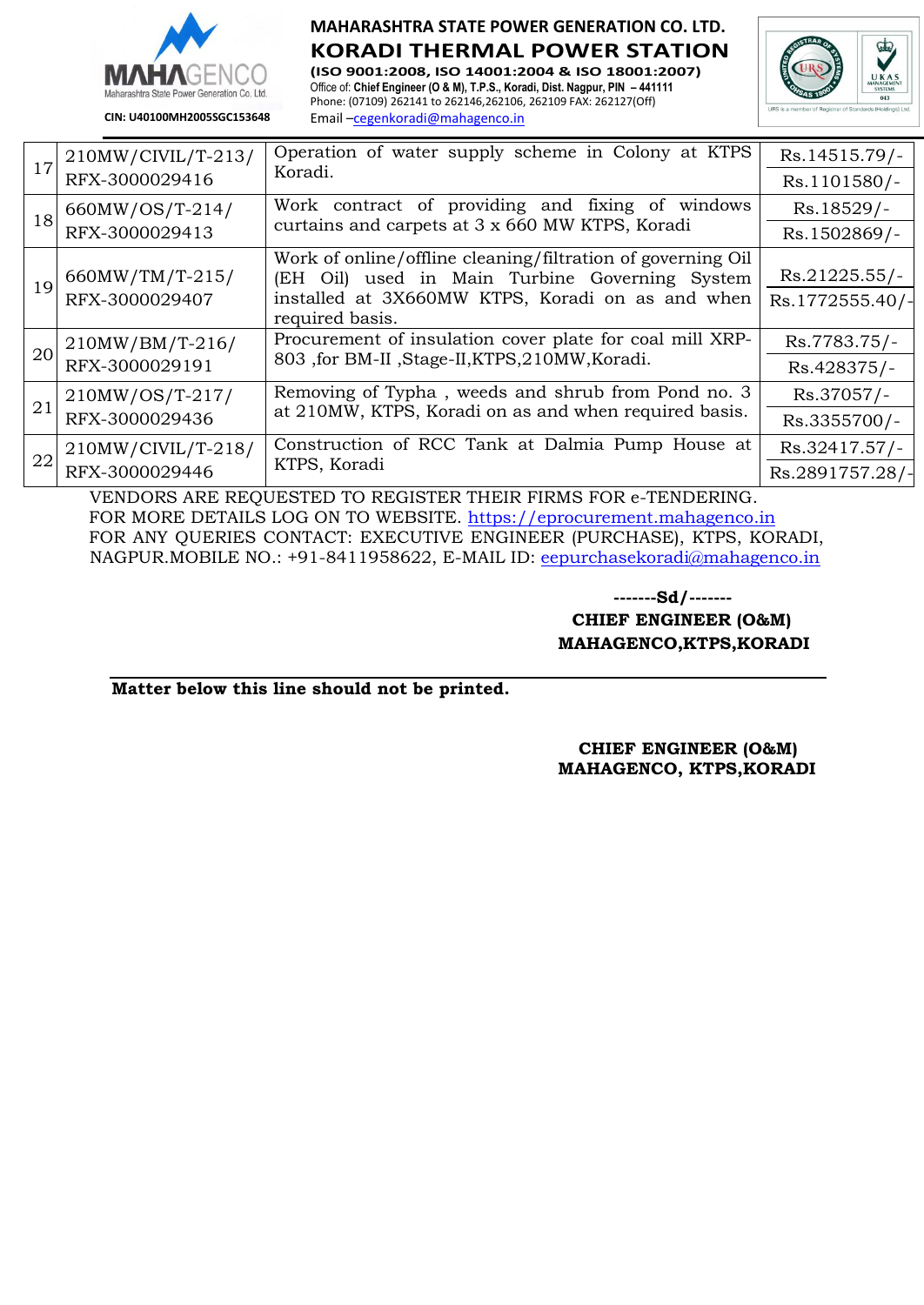**MAHARASHTRA STATE POWER GENERATION CO. LTD.**

**KORADI THERMAL POWER STATION**

**(ISO 9001:2008, ISO 14001:2004 & ISO 18001:2007)**

Office of: **Chief Engineer (O & M), T.P.S., Koradi, Dist. Nagpur, PIN – 441111**
Phone: (07109) 262141 to 262146,262106, 262109 FAX: 262127(Off)
Email –cegenkoradi@mahagenco.in

**CIN: U40100MH2005SGC153648**

| | | | |
|---|---|---|---|
| 17 | 210MW/CIVIL/T-213/ RFX-3000029416 | Operation of water supply scheme in Colony at KTPS Koradi. | Rs.14515.79/- <br> Rs.1101580/- |
| 18 | 660MW/OS/T-214/ RFX-3000029413 | Work contract of providing and fixing of windows curtains and carpets at 3 x 660 MW KTPS, Koradi | Rs.18529/- <br> Rs.1502869/- |
| 19 | 660MW/TM/T-215/ RFX-3000029407 | Work of online/offline cleaning/filtration of governing Oil (EH Oil) used in Main Turbine Governing System installed at 3X660MW KTPS, Koradi on as and when required basis. | Rs.21225.55/- <br> Rs.1772555.40/- |
| 20 | 210MW/BM/T-216/ RFX-3000029191 | Procurement of insulation cover plate for coal mill XRP-803 ,for BM-II ,Stage-II,KTPS,210MW,Koradi. | Rs.7783.75/- <br> Rs.428375/- |
| 21 | 210MW/OS/T-217/ RFX-3000029436 | Removing of Typha , weeds and shrub from Pond no. 3 at 210MW, KTPS, Koradi on as and when required basis. | Rs.37057/- <br> Rs.3355700/- |
| 22 | 210MW/CIVIL/T-218/ RFX-3000029446 | Construction of RCC Tank at Dalmia Pump House at KTPS, Koradi | Rs.32417.57/- <br> Rs.2891757.28/- |

VENDORS ARE REQUESTED TO REGISTER THEIR FIRMS FOR e-TENDERING.
FOR MORE DETAILS LOG ON TO WEBSITE. https://eprocurement.mahagenco.in
FOR ANY QUERIES CONTACT: EXECUTIVE ENGINEER (PURCHASE), KTPS, KORADI, NAGPUR.MOBILE NO.: +91-8411958622, E-MAIL ID: eepurchasekoradi@mahagenco.in

**-------Sd/-------**
**CHIEF ENGINEER (O&M)**
**MAHAGENCO,KTPS,KORADI**

---

**Matter below this line should not be printed.**

**CHIEF ENGINEER (O&M)**
**MAHAGENCO, KTPS,KORADI**